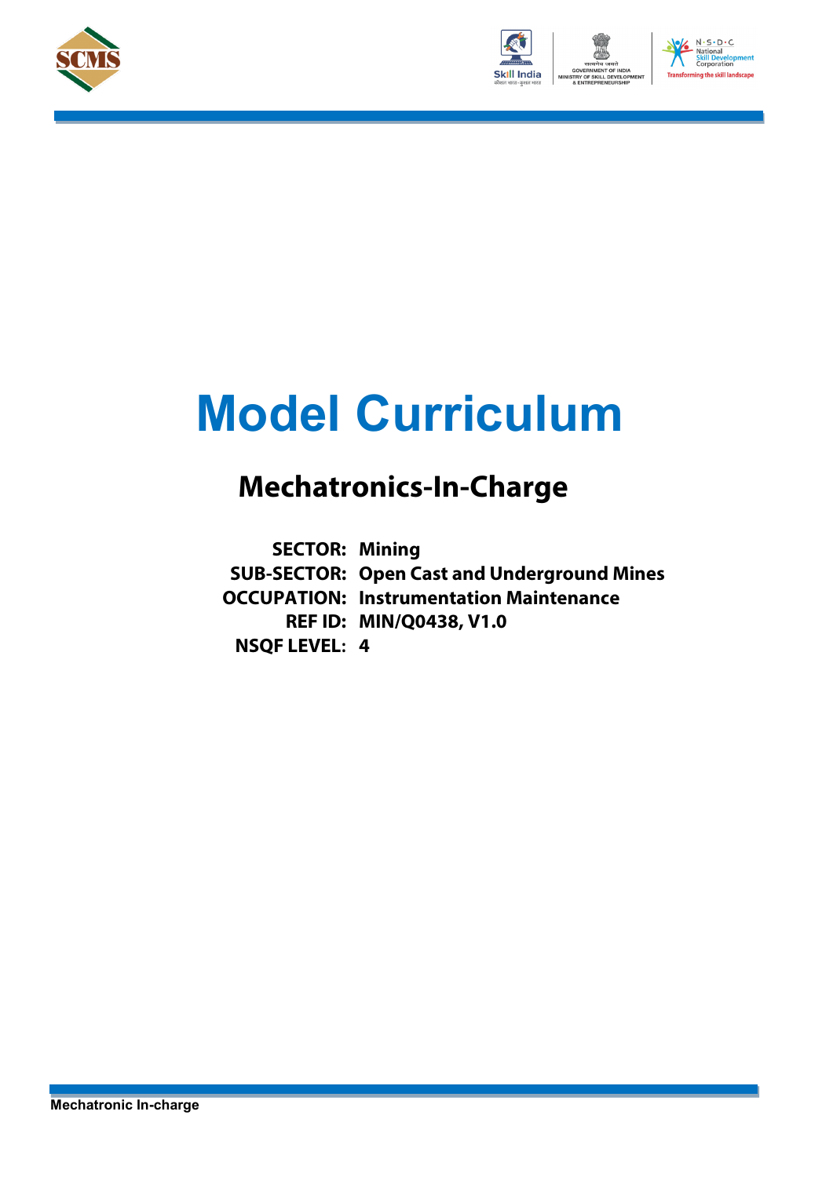# Model Curriculum

## Mechatronics-In-Charge

**SECTOR:** Mining
**SUB-SECTOR:** Open Cast and Underground Mines
**OCCUPATION:** Instrumentation Maintenance
**REF ID:** MIN/Q0438, V1.0
**NSQF LEVEL:** 4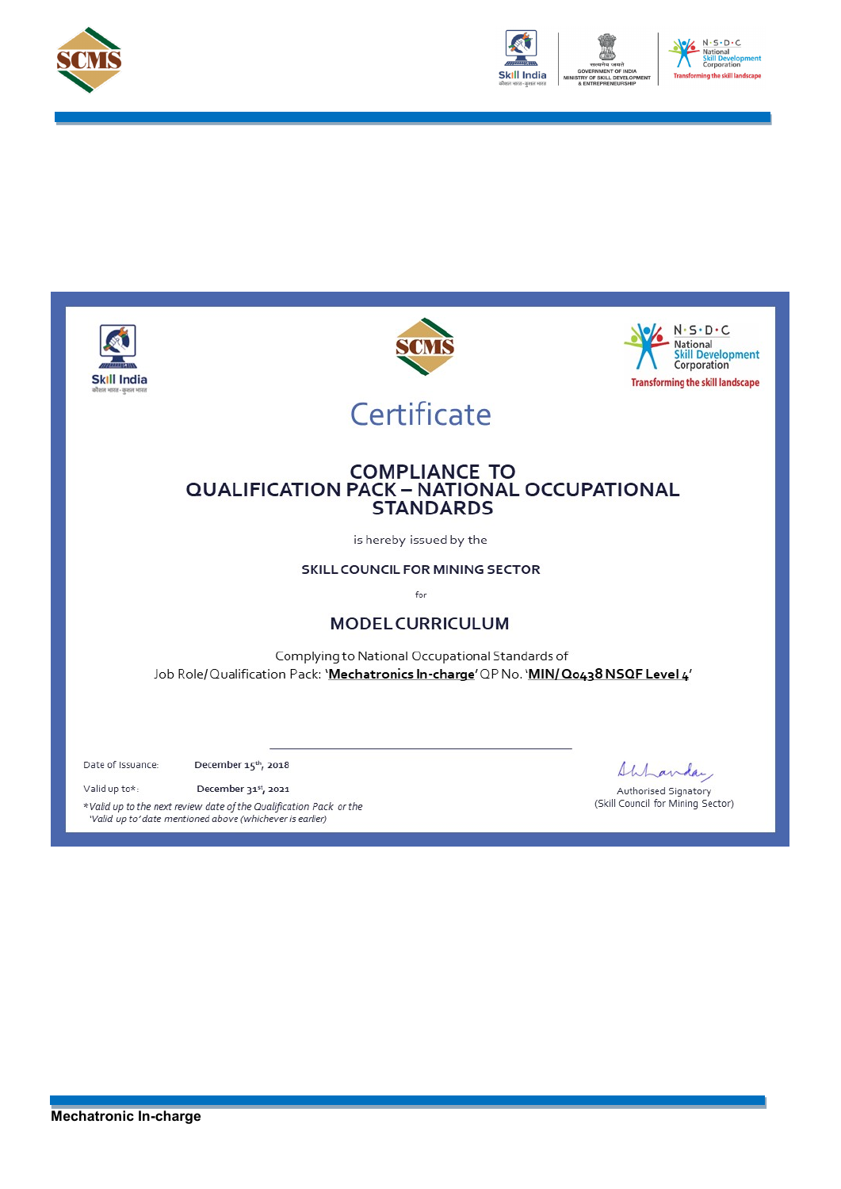# Certificate

## COMPLIANCE TO QUALIFICATION PACK – NATIONAL OCCUPATIONAL STANDARDS

is hereby issued by the

**SKILL COUNCIL FOR MINING SECTOR**

for

## MODEL CURRICULUM

Complying to National Occupational Standards of
Job Role/ Qualification Pack: '**Mechatronics In-charge**' QP No. '**MIN/ Q0438 NSQF Level 4**'

Date of Issuance: December 15th, 2018

Valid up to*: December 31st, 2021

*Valid up to the next review date of the Qualification Pack or the 'Valid up to' date mentioned above (whichever is earlier)

Authorised Signatory
(Skill Council for Mining Sector)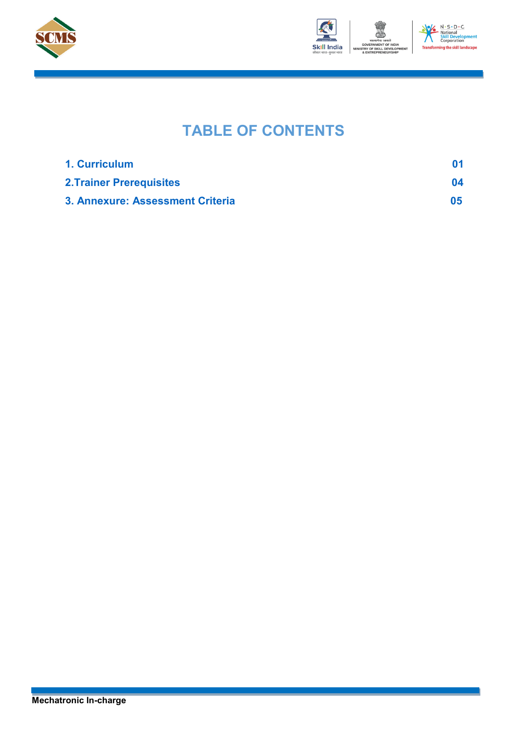# TABLE OF CONTENTS

| | |
|---|---|
| **1. Curriculum** | **01** |
| **2.Trainer Prerequisites** | **04** |
| **3. Annexure: Assessment Criteria** | **05** |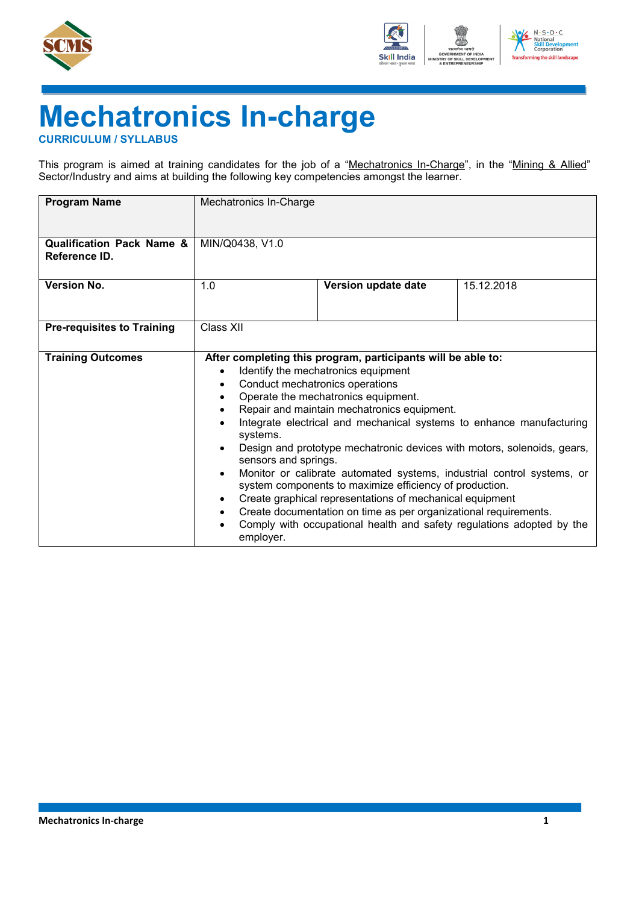# Mechatronics In-charge

**CURRICULUM / SYLLABUS**

This program is aimed at training candidates for the job of a "Mechatronics In-Charge", in the "Mining & Allied" Sector/Industry and aims at building the following key competencies amongst the learner.

| **Program Name** | Mechatronics In-Charge | | |
|---|---|---|---|
| **Qualification Pack Name & Reference ID.** | MIN/Q0438, V1.0 | | |
| **Version No.** | 1.0 | **Version update date** | 15.12.2018 |
| **Pre-requisites to Training** | Class XII | | |
| **Training Outcomes** | **After completing this program, participants will be able to:**<br>• Identify the mechatronics equipment<br>• Conduct mechatronics operations<br>• Operate the mechatronics equipment.<br>• Repair and maintain mechatronics equipment.<br>• Integrate electrical and mechanical systems to enhance manufacturing systems.<br>• Design and prototype mechatronic devices with motors, solenoids, gears, sensors and springs.<br>• Monitor or calibrate automated systems, industrial control systems, or system components to maximize efficiency of production.<br>• Create graphical representations of mechanical equipment<br>• Create documentation on time as per organizational requirements.<br>• Comply with occupational health and safety regulations adopted by the employer. | | |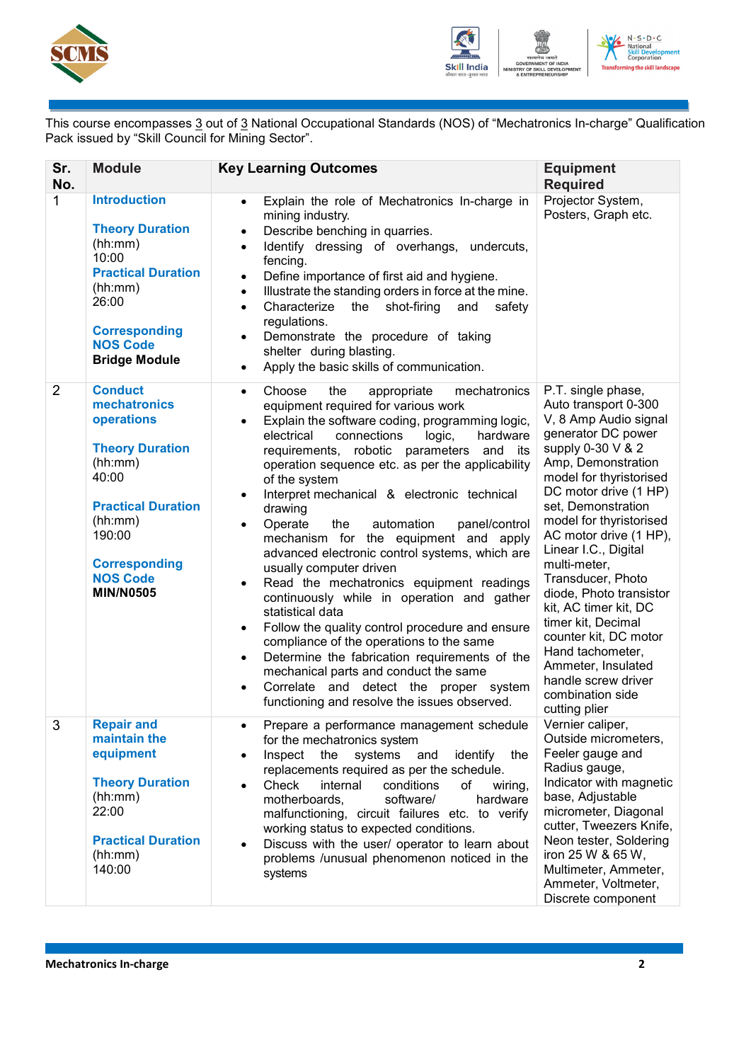This course encompasses 3 out of 3 National Occupational Standards (NOS) of "Mechatronics In-charge" Qualification Pack issued by "Skill Council for Mining Sector".

| Sr. No. | Module | Key Learning Outcomes | Equipment Required |
|---|---|---|---|
| 1 | **Introduction**<br><br>**Theory Duration** (hh:mm) 10:00<br>**Practical Duration** (hh:mm) 26:00<br><br>**Corresponding NOS Code**<br>**Bridge Module** | • Explain the role of Mechatronics In-charge in mining industry.<br>• Describe benching in quarries.<br>• Identify dressing of overhangs, undercuts, fencing.<br>• Define importance of first aid and hygiene.<br>• Illustrate the standing orders in force at the mine.<br>• Characterize the shot-firing and safety regulations.<br>• Demonstrate the procedure of taking shelter during blasting.<br>• Apply the basic skills of communication. | Projector System, Posters, Graph etc. |
| 2 | **Conduct mechatronics operations**<br><br>**Theory Duration** (hh:mm) 40:00<br><br>**Practical Duration** (hh:mm) 190:00<br><br>**Corresponding NOS Code**<br>**MIN/N0505** | • Choose the appropriate mechatronics equipment required for various work<br>• Explain the software coding, programming logic, electrical connections logic, hardware requirements, robotic parameters and its operation sequence etc. as per the applicability of the system<br>• Interpret mechanical & electronic technical drawing<br>• Operate the automation panel/control mechanism for the equipment and apply advanced electronic control systems, which are usually computer driven<br>• Read the mechatronics equipment readings continuously while in operation and gather statistical data<br>• Follow the quality control procedure and ensure compliance of the operations to the same<br>• Determine the fabrication requirements of the mechanical parts and conduct the same<br>• Correlate and detect the proper system functioning and resolve the issues observed. | P.T. single phase, Auto transport 0-300 V, 8 Amp Audio signal generator DC power supply 0-30 V & 2 Amp, Demonstration model for thyristorised DC motor drive (1 HP) set, Demonstration model for thyristorised AC motor drive (1 HP), Linear I.C., Digital multi-meter, Transducer, Photo diode, Photo transistor kit, AC timer kit, DC timer kit, Decimal counter kit, DC motor Hand tachometer, Ammeter, Insulated handle screw driver combination side cutting plier |
| 3 | **Repair and maintain the equipment**<br><br>**Theory Duration** (hh:mm) 22:00<br><br>**Practical Duration** (hh:mm) 140:00 | • Prepare a performance management schedule for the mechatronics system<br>• Inspect the systems and identify the replacements required as per the schedule.<br>• Check internal conditions of wiring, motherboards, software/ hardware malfunctioning, circuit failures etc. to verify working status to expected conditions.<br>• Discuss with the user/ operator to learn about problems /unusual phenomenon noticed in the systems | Vernier caliper, Outside micrometers, Feeler gauge and Radius gauge, Indicator with magnetic base, Adjustable micrometer, Diagonal cutter, Tweezers Knife, Neon tester, Soldering iron 25 W & 65 W, Multimeter, Ammeter, Ammeter, Voltmeter, Discrete component |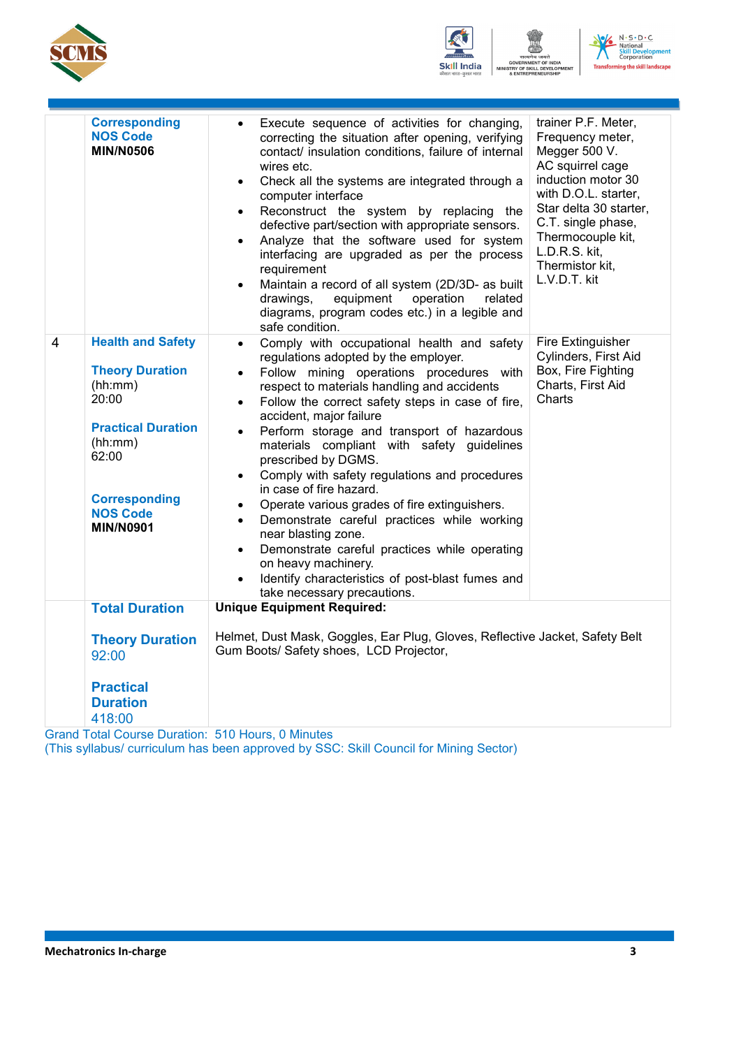| | | | |
|---|---|---|---|
| | **Corresponding NOS Code** **MIN/N0506** | • Execute sequence of activities for changing, correcting the situation after opening, verifying contact/ insulation conditions, failure of internal wires etc.<br>• Check all the systems are integrated through a computer interface<br>• Reconstruct the system by replacing the defective part/section with appropriate sensors.<br>• Analyze that the software used for system interfacing are upgraded as per the process requirement<br>• Maintain a record of all system (2D/3D- as built drawings, equipment operation related diagrams, program codes etc.) in a legible and safe condition. | trainer P.F. Meter, Frequency meter, Megger 500 V. AC squirrel cage induction motor 30 with D.O.L. starter, Star delta 30 starter, C.T. single phase, Thermocouple kit, L.D.R.S. kit, Thermistor kit, L.V.D.T. kit |
| 4 | **Health and Safety**<br><br>**Theory Duration** (hh:mm) 20:00<br><br>**Practical Duration** (hh:mm) 62:00<br><br>**Corresponding NOS Code** **MIN/N0901** | • Comply with occupational health and safety regulations adopted by the employer.<br>• Follow mining operations procedures with respect to materials handling and accidents<br>• Follow the correct safety steps in case of fire, accident, major failure<br>• Perform storage and transport of hazardous materials compliant with safety guidelines prescribed by DGMS.<br>• Comply with safety regulations and procedures in case of fire hazard.<br>• Operate various grades of fire extinguishers.<br>• Demonstrate careful practices while working near blasting zone.<br>• Demonstrate careful practices while operating on heavy machinery.<br>• Identify characteristics of post-blast fumes and take necessary precautions. | Fire Extinguisher Cylinders, First Aid Box, Fire Fighting Charts, First Aid Charts |
| | **Total Duration**<br><br>**Theory Duration** 92:00<br><br>**Practical Duration** 418:00 | **Unique Equipment Required:**<br><br>Helmet, Dust Mask, Goggles, Ear Plug, Gloves, Reflective Jacket, Safety Belt Gum Boots/ Safety shoes, LCD Projector, | |

Grand Total Course Duration: 510 Hours, 0 Minutes

(This syllabus/ curriculum has been approved by SSC: Skill Council for Mining Sector)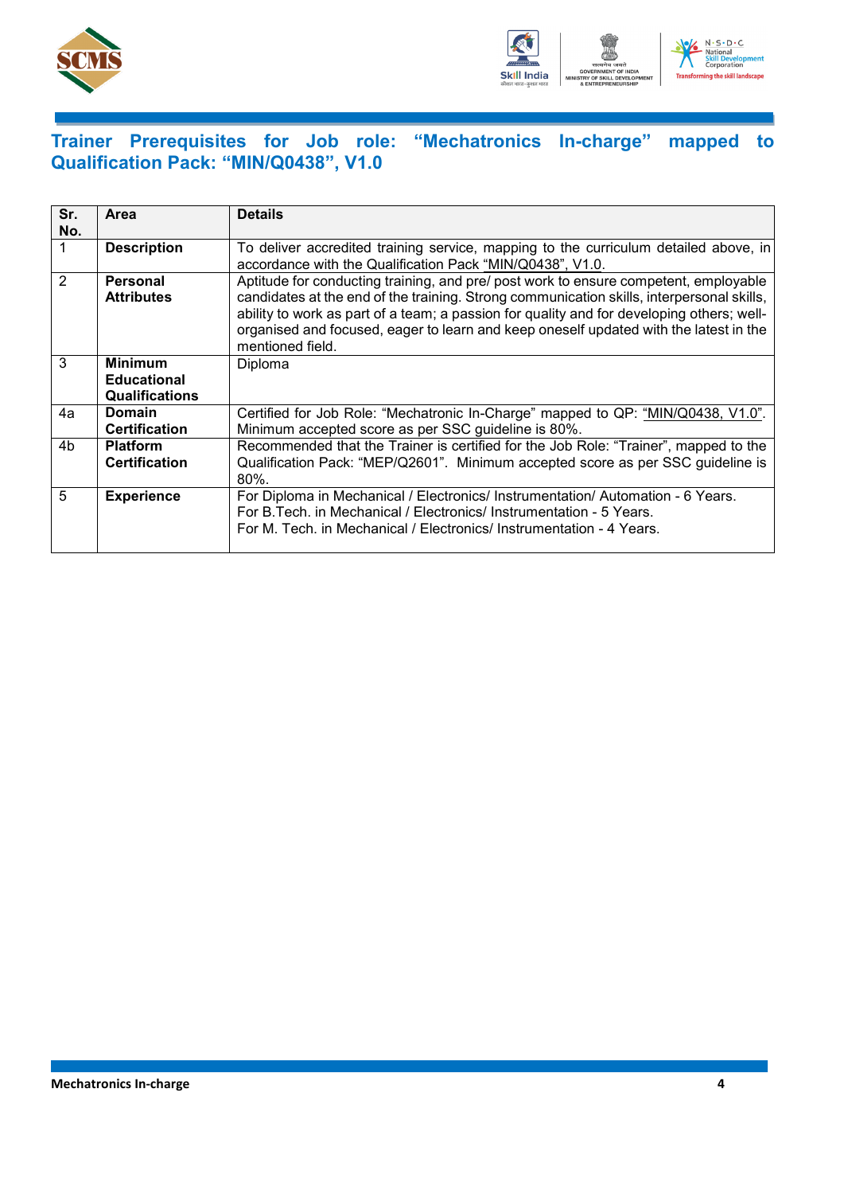# Trainer Prerequisites for Job role: "Mechatronics In-charge" mapped to Qualification Pack: "MIN/Q0438", V1.0

| Sr. No. | Area | Details |
|---|---|---|
| 1 | **Description** | To deliver accredited training service, mapping to the curriculum detailed above, in accordance with the Qualification Pack "MIN/Q0438", V1.0. |
| 2 | **Personal Attributes** | Aptitude for conducting training, and pre/ post work to ensure competent, employable candidates at the end of the training. Strong communication skills, interpersonal skills, ability to work as part of a team; a passion for quality and for developing others; well-organised and focused, eager to learn and keep oneself updated with the latest in the mentioned field. |
| 3 | **Minimum Educational Qualifications** | Diploma |
| 4a | **Domain Certification** | Certified for Job Role: "Mechatronic In-Charge" mapped to QP: "MIN/Q0438, V1.0". Minimum accepted score as per SSC guideline is 80%. |
| 4b | **Platform Certification** | Recommended that the Trainer is certified for the Job Role: "Trainer", mapped to the Qualification Pack: "MEP/Q2601". Minimum accepted score as per SSC guideline is 80%. |
| 5 | **Experience** | For Diploma in Mechanical / Electronics/ Instrumentation/ Automation - 6 Years.<br>For B.Tech. in Mechanical / Electronics/ Instrumentation - 5 Years.<br>For M. Tech. in Mechanical / Electronics/ Instrumentation - 4 Years. |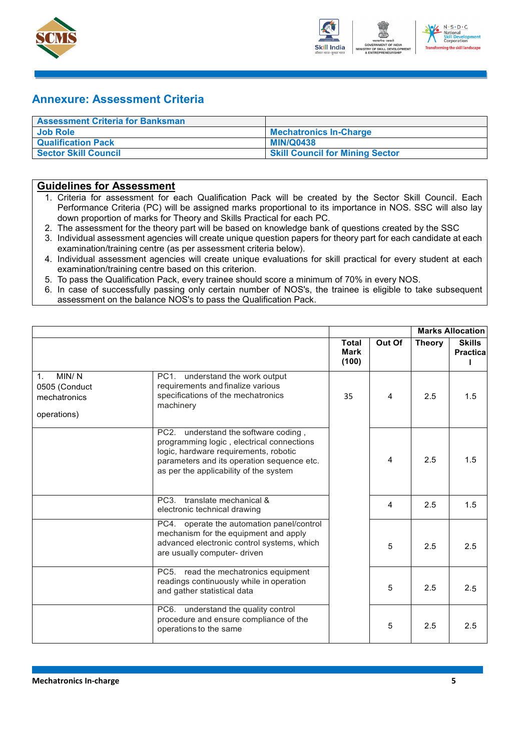## Annexure: Assessment Criteria

| Assessment Criteria for Banksman | |
|---|---|
| Job Role | Mechatronics In-Charge |
| Qualification Pack | MIN/Q0438 |
| Sector Skill Council | Skill Council for Mining Sector |

### Guidelines for Assessment

1. Criteria for assessment for each Qualification Pack will be created by the Sector Skill Council. Each Performance Criteria (PC) will be assigned marks proportional to its importance in NOS. SSC will also lay down proportion of marks for Theory and Skills Practical for each PC.
2. The assessment for the theory part will be based on knowledge bank of questions created by the SSC
3. Individual assessment agencies will create unique question papers for theory part for each candidate at each examination/training centre (as per assessment criteria below).
4. Individual assessment agencies will create unique evaluations for skill practical for every student at each examination/training centre based on this criterion.
5. To pass the Qualification Pack, every trainee should score a minimum of 70% in every NOS.
6. In case of successfully passing only certain number of NOS's, the trainee is eligible to take subsequent assessment on the balance NOS's to pass the Qualification Pack.

| | | | | Marks Allocation | |
|---|---|---|---|---|---|
| | | Total Mark (100) | Out Of | Theory | Skills Practical |
| 1. MIN/ N 0505 (Conduct mechatronics operations) | PC1. understand the work output requirements and finalize various specifications of the mechatronics machinery | 35 | 4 | 2.5 | 1.5 |
| | PC2. understand the software coding , programming logic , electrical connections logic, hardware requirements, robotic parameters and its operation sequence etc. as per the applicability of the system | | 4 | 2.5 | 1.5 |
| | PC3. translate mechanical & electronic technical drawing | | 4 | 2.5 | 1.5 |
| | PC4. operate the automation panel/control mechanism for the equipment and apply advanced electronic control systems, which are usually computer- driven | | 5 | 2.5 | 2.5 |
| | PC5. read the mechatronics equipment readings continuously while in operation and gather statistical data | | 5 | 2.5 | 2.5 |
| | PC6. understand the quality control procedure and ensure compliance of the operations to the same | | 5 | 2.5 | 2.5 |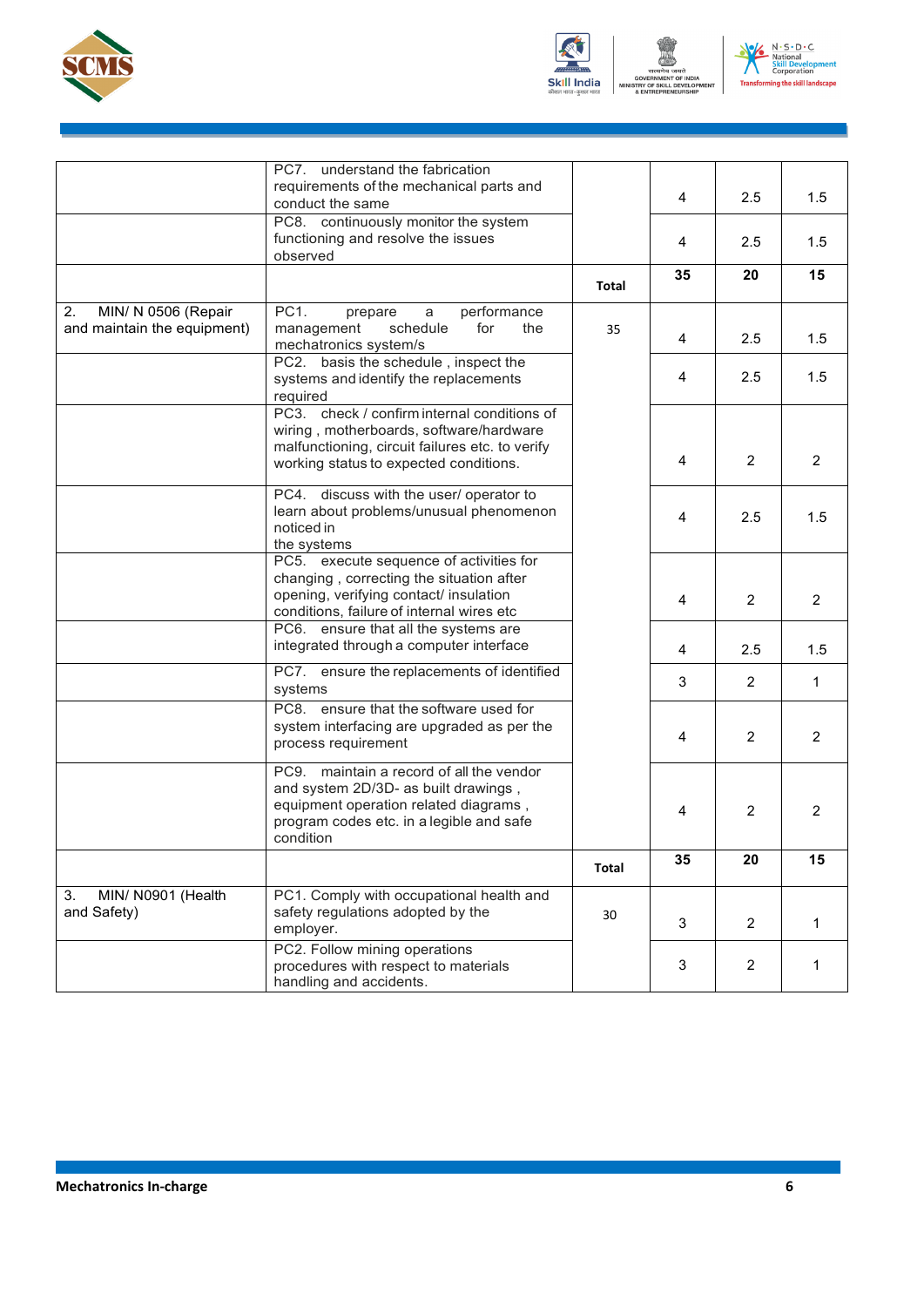| | | | | | |
|---|---|---|---|---|---|
| | PC7. understand the fabrication requirements of the mechanical parts and conduct the same | | 4 | 2.5 | 1.5 |
| | PC8. continuously monitor the system functioning and resolve the issues observed | | 4 | 2.5 | 1.5 |
| | | **Total** | **35** | **20** | **15** |
| 2. MIN/ N 0506 (Repair and maintain the equipment) | PC1. prepare a performance management schedule for the mechatronics system/s | 35 | 4 | 2.5 | 1.5 |
| | PC2. basis the schedule , inspect the systems and identify the replacements required | | 4 | 2.5 | 1.5 |
| | PC3. check / confirm internal conditions of wiring , motherboards, software/hardware malfunctioning, circuit failures etc. to verify working status to expected conditions. | | 4 | 2 | 2 |
| | PC4. discuss with the user/ operator to learn about problems/unusual phenomenon noticed in the systems | | 4 | 2.5 | 1.5 |
| | PC5. execute sequence of activities for changing , correcting the situation after opening, verifying contact/ insulation conditions, failure of internal wires etc | | 4 | 2 | 2 |
| | PC6. ensure that all the systems are integrated through a computer interface | | 4 | 2.5 | 1.5 |
| | PC7. ensure the replacements of identified systems | | 3 | 2 | 1 |
| | PC8. ensure that the software used for system interfacing are upgraded as per the process requirement | | 4 | 2 | 2 |
| | PC9. maintain a record of all the vendor and system 2D/3D- as built drawings , equipment operation related diagrams , program codes etc. in a legible and safe condition | | 4 | 2 | 2 |
| | | **Total** | **35** | **20** | **15** |
| 3. MIN/ N0901 (Health and Safety) | PC1. Comply with occupational health and safety regulations adopted by the employer. | 30 | 3 | 2 | 1 |
| | PC2. Follow mining operations procedures with respect to materials handling and accidents. | | 3 | 2 | 1 |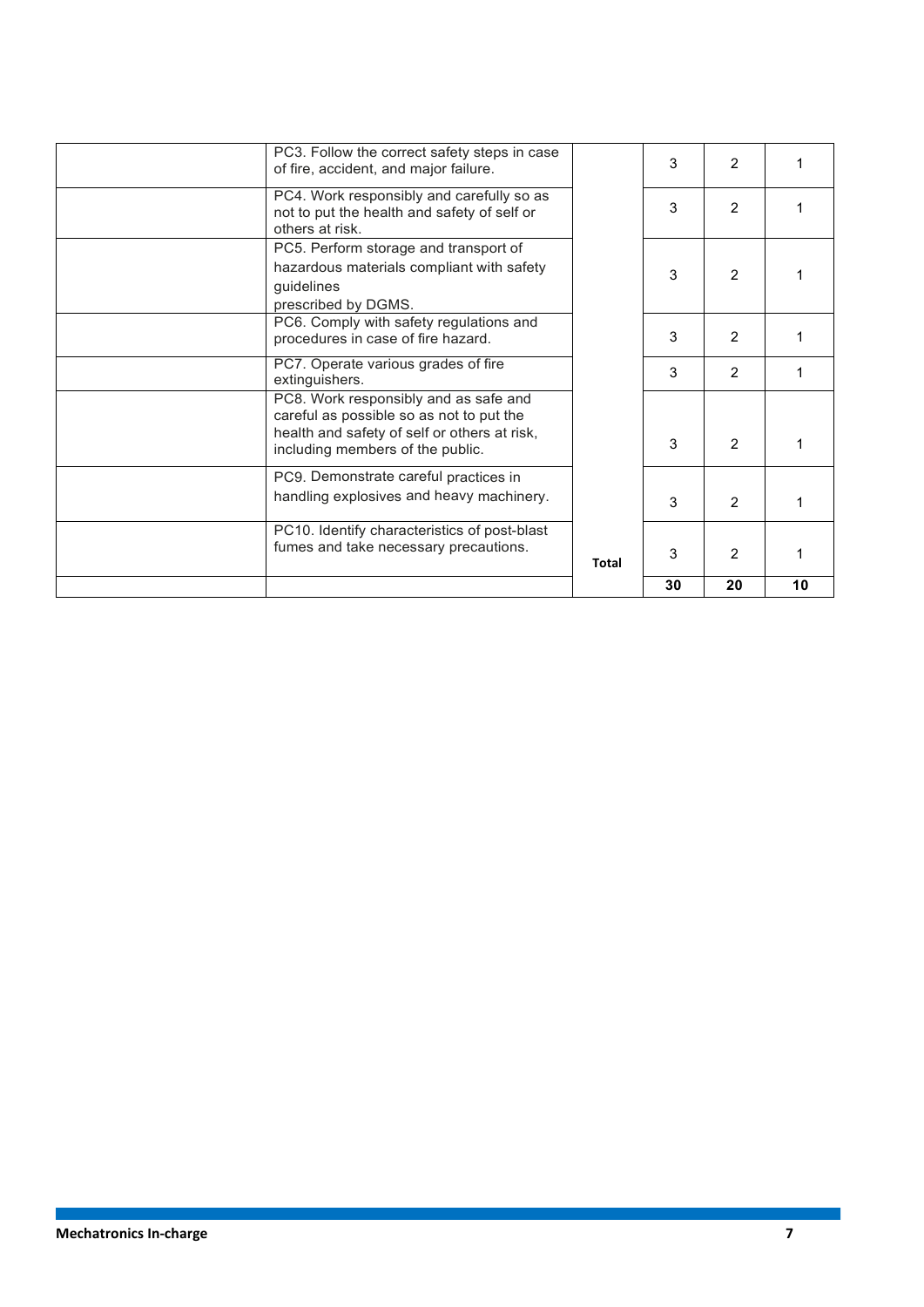| | | | | | |
|---|---|---|---|---|---|
| | PC3. Follow the correct safety steps in case of fire, accident, and major failure. | | 3 | 2 | 1 |
| | PC4. Work responsibly and carefully so as not to put the health and safety of self or others at risk. | | 3 | 2 | 1 |
| | PC5. Perform storage and transport of hazardous materials compliant with safety guidelines prescribed by DGMS. | | 3 | 2 | 1 |
| | PC6. Comply with safety regulations and procedures in case of fire hazard. | | 3 | 2 | 1 |
| | PC7. Operate various grades of fire extinguishers. | | 3 | 2 | 1 |
| | PC8. Work responsibly and as safe and careful as possible so as not to put the health and safety of self or others at risk, including members of the public. | | 3 | 2 | 1 |
| | PC9. Demonstrate careful practices in handling explosives and heavy machinery. | | 3 | 2 | 1 |
| | PC10. Identify characteristics of post-blast fumes and take necessary precautions. | **Total** | 3 | 2 | 1 |
| | | | **30** | **20** | **10** |